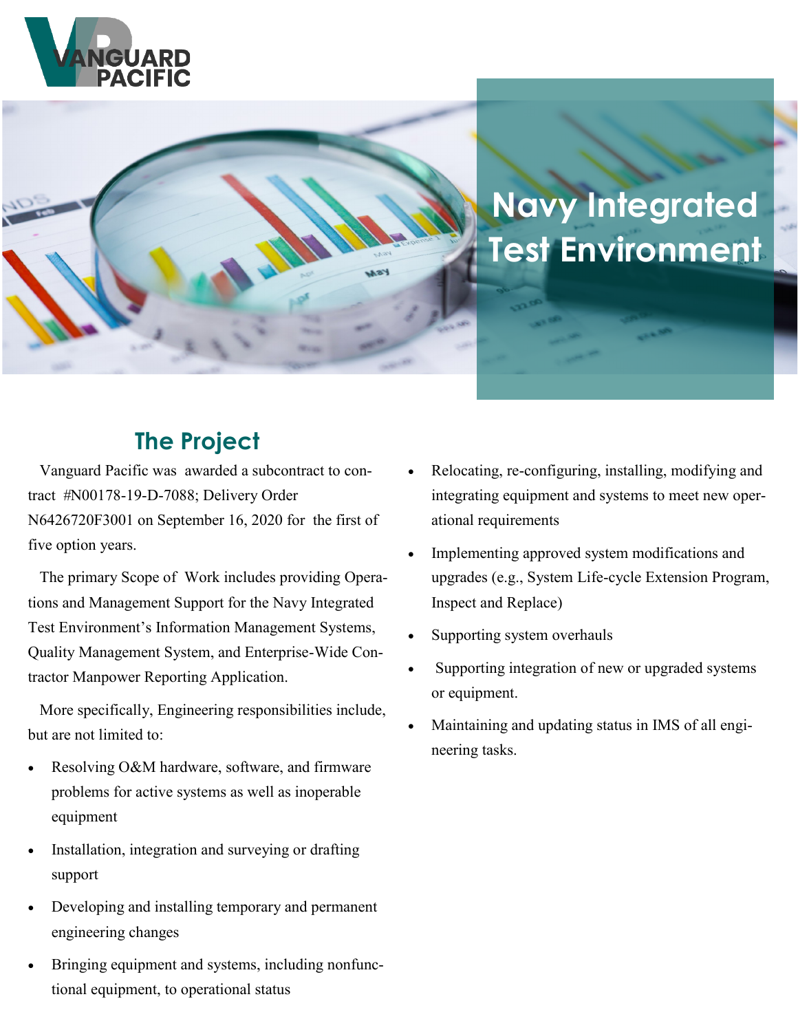VANGUARD PACIFIC

# Navy Integrated Test Environment

## The Project

Vanguard Pacific was awarded a subcontract to contract #N00178-19-D-7088; Delivery Order N6426720F3001 on September 16, 2020 for the first of five option years.

The primary Scope of Work includes providing Operations and Management Support for the Navy Integrated Test Environment's Information Management Systems, Quality Management System, and Enterprise-Wide Contractor Manpower Reporting Application.

More specifically, Engineering responsibilities include, but are not limited to:

- Resolving O&M hardware, software, and firmware problems for active systems as well as inoperable equipment
- Installation, integration and surveying or drafting support
- Developing and installing temporary and permanent engineering changes
- Bringing equipment and systems, including nonfunctional equipment, to operational status
- Relocating, re-configuring, installing, modifying and integrating equipment and systems to meet new operational requirements
- Implementing approved system modifications and upgrades (e.g., System Life-cycle Extension Program, Inspect and Replace)
- Supporting system overhauls
- Supporting integration of new or upgraded systems or equipment.
- Maintaining and updating status in IMS of all engineering tasks.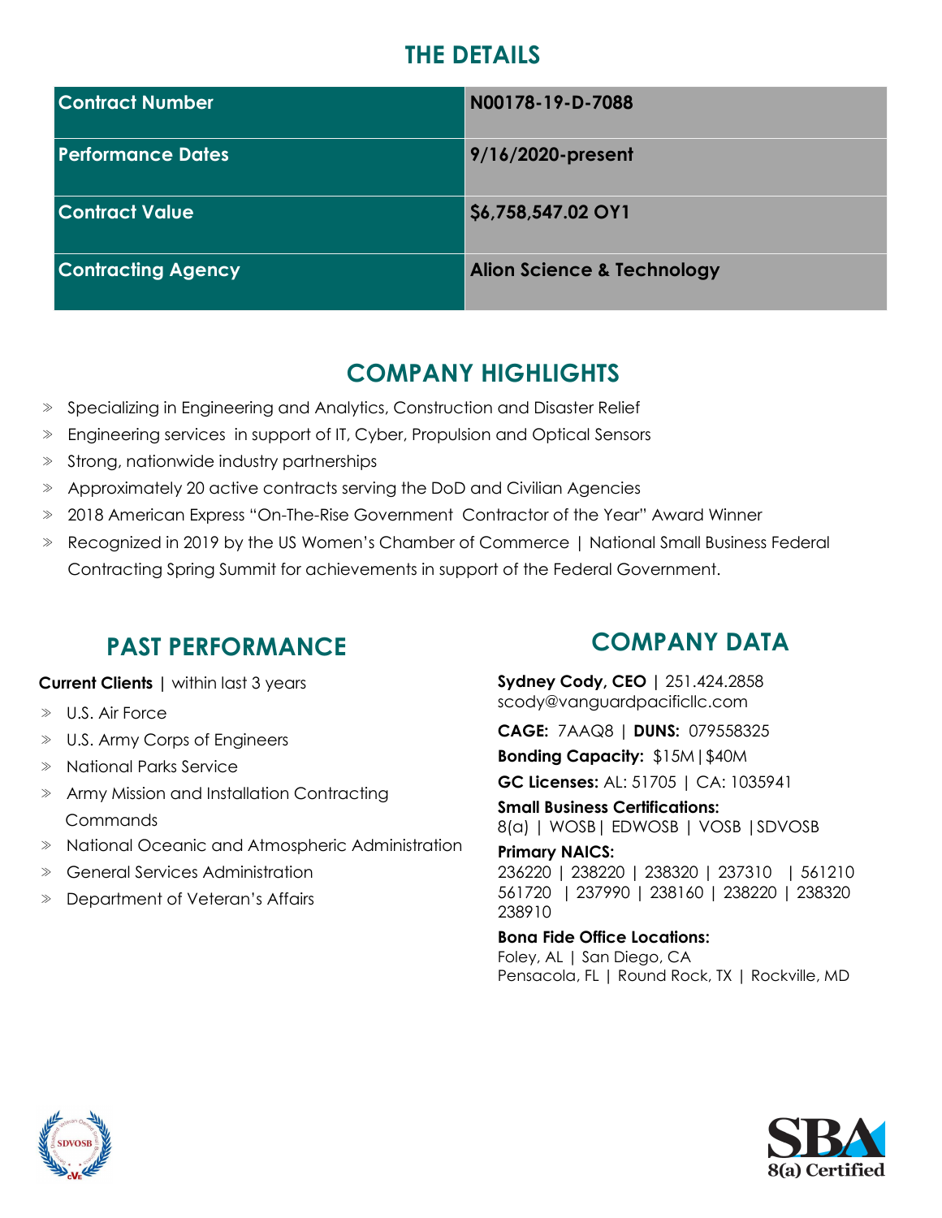## THE DETAILS

| | |
|---|---|
| Contract Number | N00178-19-D-7088 |
| Performance Dates | 9/16/2020-present |
| Contract Value | $6,758,547.02 OY1 |
| Contracting Agency | Alion Science & Technology |

## COMPANY HIGHLIGHTS

- Specializing in Engineering and Analytics, Construction and Disaster Relief
- Engineering services in support of IT, Cyber, Propulsion and Optical Sensors
- Strong, nationwide industry partnerships
- Approximately 20 active contracts serving the DoD and Civilian Agencies
- 2018 American Express "On-The-Rise Government Contractor of the Year" Award Winner
- Recognized in 2019 by the US Women's Chamber of Commerce | National Small Business Federal Contracting Spring Summit for achievements in support of the Federal Government.

## PAST PERFORMANCE

**Current Clients** | within last 3 years

- U.S. Air Force
- U.S. Army Corps of Engineers
- National Parks Service
- Army Mission and Installation Contracting Commands
- National Oceanic and Atmospheric Administration
- General Services Administration
- Department of Veteran's Affairs

## COMPANY DATA

**Sydney Cody, CEO** | 251.424.2858
scody@vanguardpacificllc.com

**CAGE:** 7AAQ8 | **DUNS:** 079558325

**Bonding Capacity:** $15M|$40M

**GC Licenses:** AL: 51705 | CA: 1035941

**Small Business Certifications:**
8(a) | WOSB | EDWOSB | VOSB | SDVOSB

**Primary NAICS:**
236220 | 238220 | 238320 | 237310 | 561210
561720 | 237990 | 238160 | 238220 | 238320
238910

**Bona Fide Office Locations:**
Foley, AL | San Diego, CA
Pensacola, FL | Round Rock, TX | Rockville, MD

SDVOSB

SBA 8(a) Certified